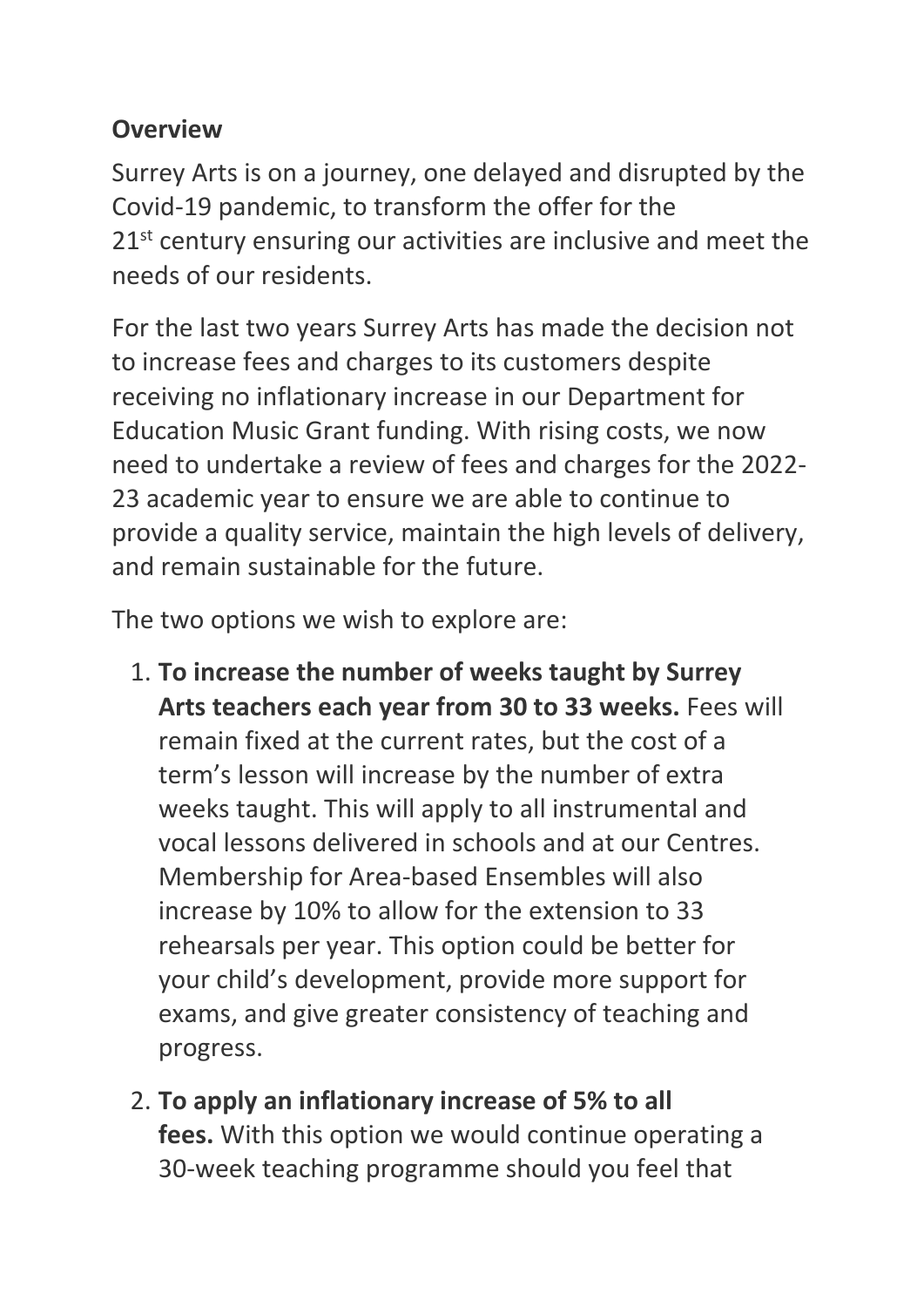## Overview

Surrey Arts is on a journey, one delayed and disrupted by the Covid-19 pandemic, to transform the offer for the 21st century ensuring our activities are inclusive and meet the needs of our residents.

For the last two years Surrey Arts has made the decision not to increase fees and charges to its customers despite receiving no inflationary increase in our Department for Education Music Grant funding. With rising costs, we now need to undertake a review of fees and charges for the 2022-23 academic year to ensure we are able to continue to provide a quality service, maintain the high levels of delivery, and remain sustainable for the future.

The two options we wish to explore are:

1. **To increase the number of weeks taught by Surrey Arts teachers each year from 30 to 33 weeks.** Fees will remain fixed at the current rates, but the cost of a term's lesson will increase by the number of extra weeks taught. This will apply to all instrumental and vocal lessons delivered in schools and at our Centres. Membership for Area-based Ensembles will also increase by 10% to allow for the extension to 33 rehearsals per year. This option could be better for your child's development, provide more support for exams, and give greater consistency of teaching and progress.

2. **To apply an inflationary increase of 5% to all fees.** With this option we would continue operating a 30-week teaching programme should you feel that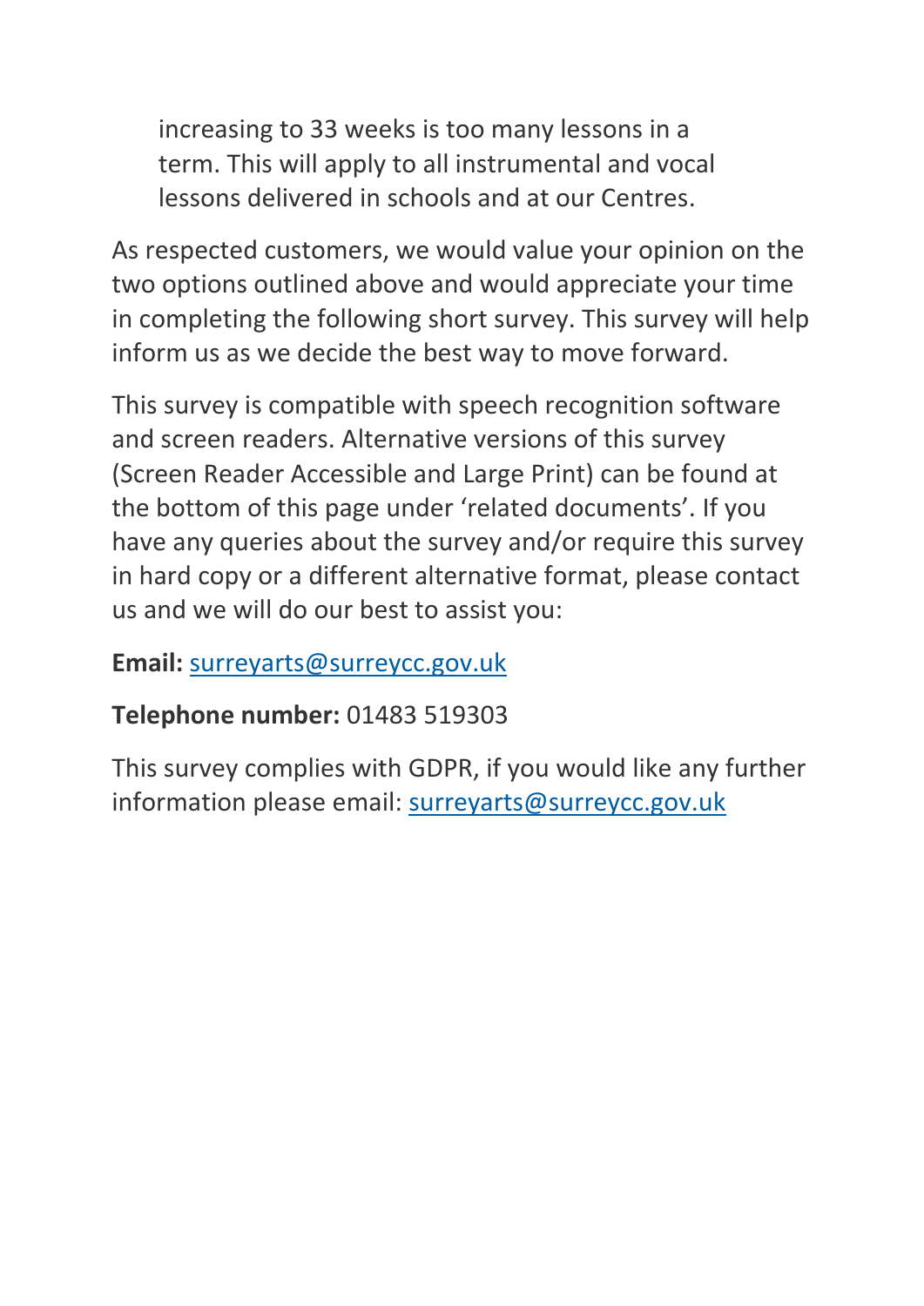increasing to 33 weeks is too many lessons in a term. This will apply to all instrumental and vocal lessons delivered in schools and at our Centres.

As respected customers, we would value your opinion on the two options outlined above and would appreciate your time in completing the following short survey. This survey will help inform us as we decide the best way to move forward.

This survey is compatible with speech recognition software and screen readers. Alternative versions of this survey (Screen Reader Accessible and Large Print) can be found at the bottom of this page under 'related documents'. If you have any queries about the survey and/or require this survey in hard copy or a different alternative format, please contact us and we will do our best to assist you:

**Email:** surreyarts@surreycc.gov.uk

**Telephone number:** 01483 519303

This survey complies with GDPR, if you would like any further information please email: surreyarts@surreycc.gov.uk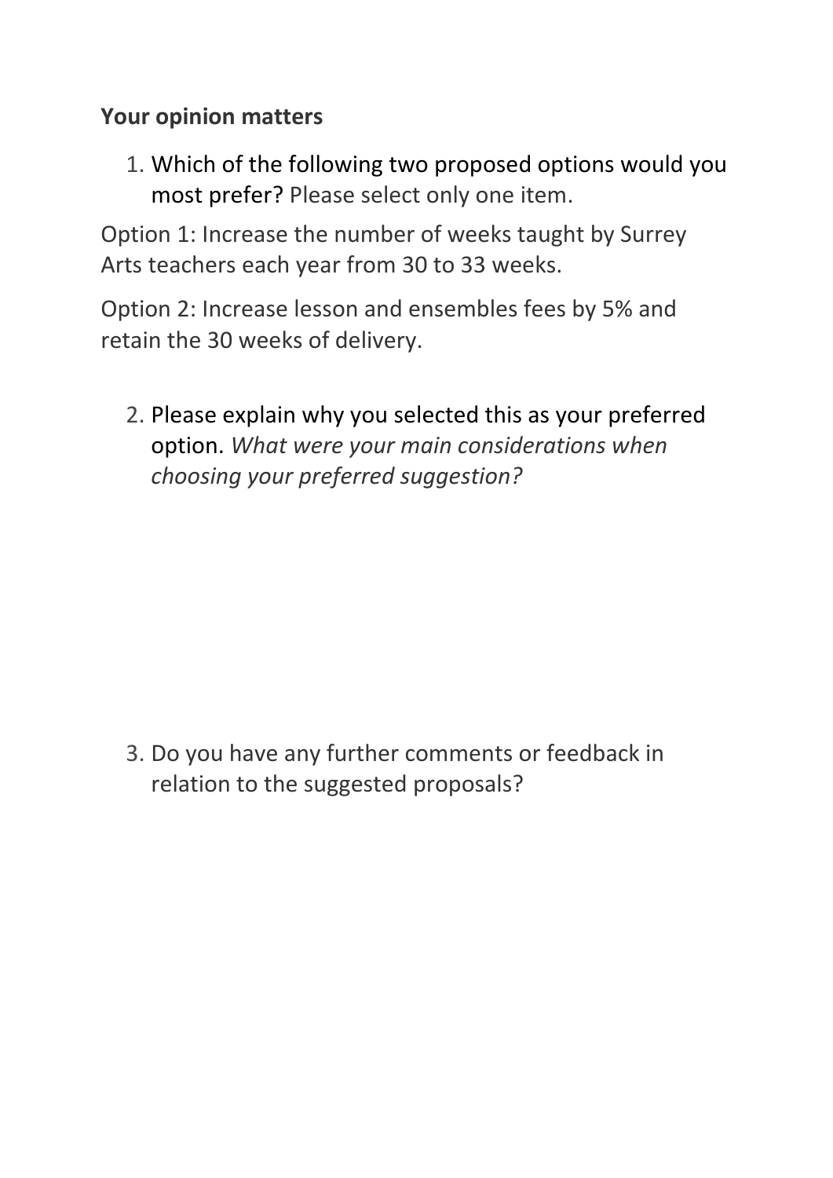**Your opinion matters**

1. Which of the following two proposed options would you most prefer? Please select only one item.

Option 1: Increase the number of weeks taught by Surrey Arts teachers each year from 30 to 33 weeks.

Option 2: Increase lesson and ensembles fees by 5% and retain the 30 weeks of delivery.

2. Please explain why you selected this as your preferred option. *What were your main considerations when choosing your preferred suggestion?*

3. Do you have any further comments or feedback in relation to the suggested proposals?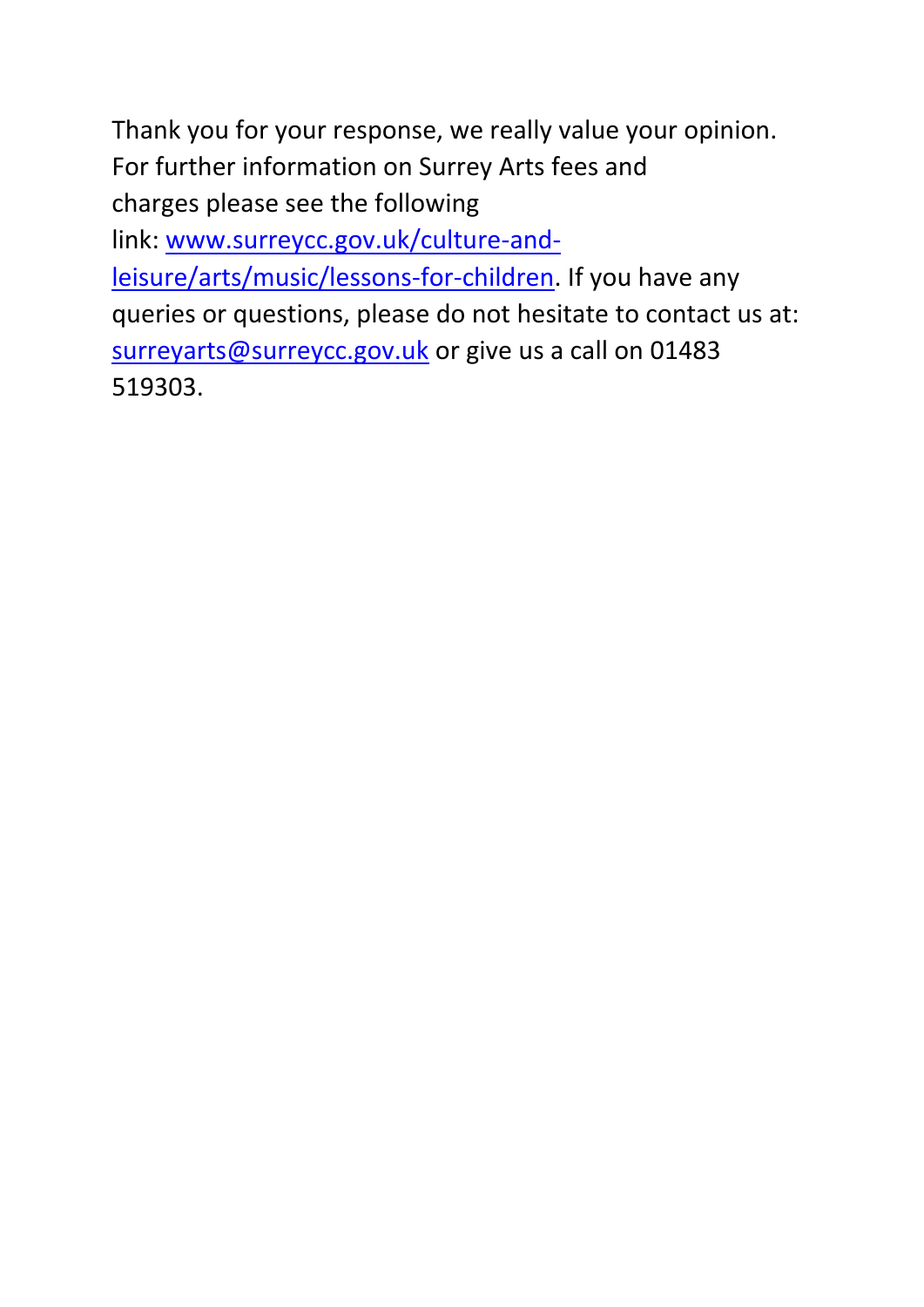Thank you for your response, we really value your opinion. For further information on Surrey Arts fees and charges please see the following link: [www.surreycc.gov.uk/culture-and-leisure/arts/music/lessons-for-children](http://www.surreycc.gov.uk/culture-and-leisure/arts/music/lessons-for-children). If you have any queries or questions, please do not hesitate to contact us at: [surreyarts@surreycc.gov.uk](mailto:surreyarts@surreycc.gov.uk) or give us a call on 01483 519303.